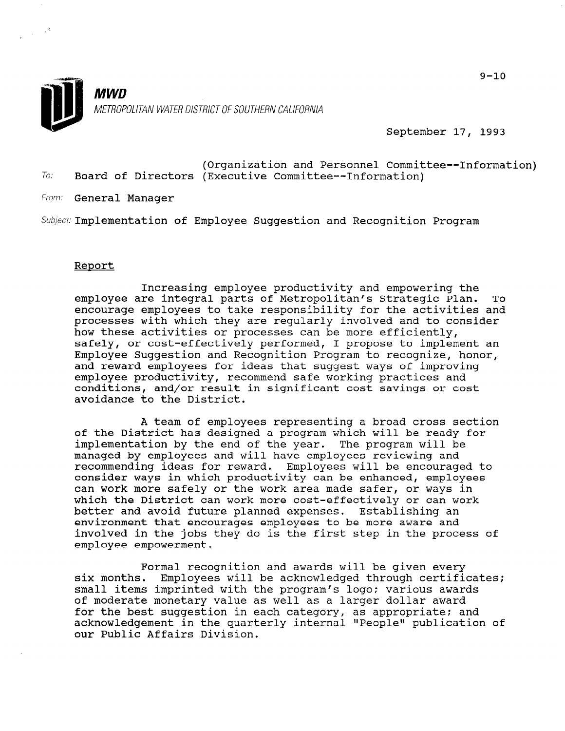**MWD**

*METROPOLITAN WATER DISTRICT OF SOUTHERN CALIFORNIA*

9-10

September 17, 1993

To: Board of Directors (Organization and Personnel Committee--Information)
(Executive Committee--Information)

From: General Manager

Subject: Implementation of Employee Suggestion and Recognition Program

## Report

Increasing employee productivity and empowering the employee are integral parts of Metropolitan's Strategic Plan. To encourage employees to take responsibility for the activities and processes with which they are regularly involved and to consider how these activities or processes can be more efficiently, safely, or cost-effectively performed, I propose to implement an Employee Suggestion and Recognition Program to recognize, honor, and reward employees for ideas that suggest ways of improving employee productivity, recommend safe working practices and conditions, and/or result in significant cost savings or cost avoidance to the District.

A team of employees representing a broad cross section of the District has designed a program which will be ready for implementation by the end of the year. The program will be managed by employees and will have employees reviewing and recommending ideas for reward. Employees will be encouraged to consider ways in which productivity can be enhanced, employees can work more safely or the work area made safer, or ways in which the District can work more cost-effectively or can work better and avoid future planned expenses. Establishing an environment that encourages employees to be more aware and involved in the jobs they do is the first step in the process of employee empowerment.

Formal recognition and awards will be given every six months. Employees will be acknowledged through certificates; small items imprinted with the program's logo; various awards of moderate monetary value as well as a larger dollar award for the best suggestion in each category, as appropriate; and acknowledgement in the quarterly internal "People" publication of our Public Affairs Division.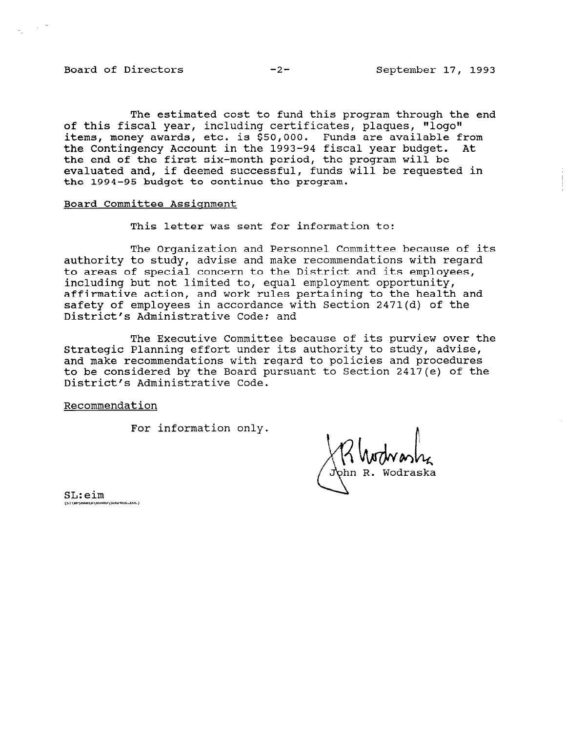The estimated cost to fund this program through the end of this fiscal year, including certificates, plaques, "logo" items, money awards, etc. is $50,000. Funds are available from the Contingency Account in the 1993-94 fiscal year budget. At the end of the first six-month period, the program will be evaluated and, if deemed successful, funds will be requested in the 1994-95 budget to continue the program.

Board Committee Assignment

This letter was sent for information to:

The Organization and Personnel Committee because of its authority to study, advise and make recommendations with regard to areas of special concern to the District and its employees, including but not limited to, equal employment opportunity, affirmative action, and work rules pertaining to the health and safety of employees in accordance with Section 2471(d) of the District's Administrative Code; and

The Executive Committee because of its purview over the Strategic Planning effort under its authority to study, advise, and make recommendations with regard to policies and procedures to be considered by the Board pursuant to Section 2417(e) of the District's Administrative Code.

Recommendation

For information only.

John R. Wodraska

SL:eim